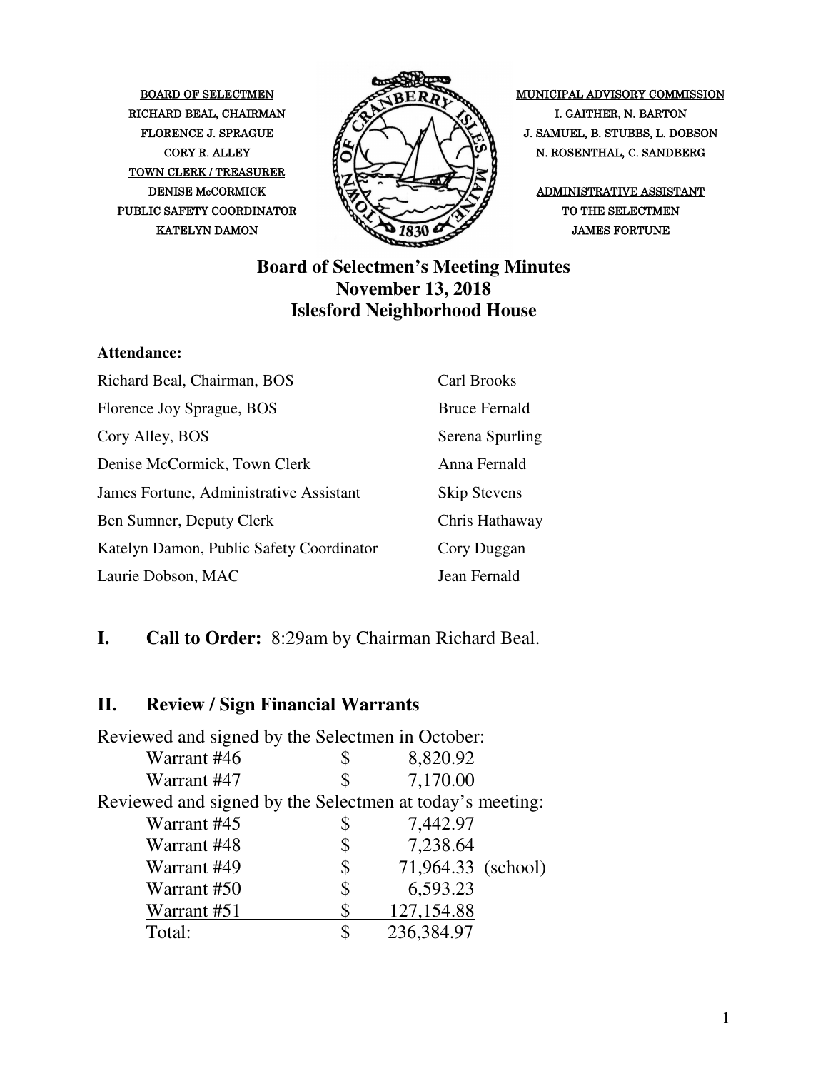BOARD OF SELECTMEN
RICHARD BEAL, CHAIRMAN
FLORENCE J. SPRAGUE
CORY R. ALLEY
TOWN CLERK / TREASURER
DENISE McCORMICK
PUBLIC SAFETY COORDINATOR
KATELYN DAMON

MUNICIPAL ADVISORY COMMISSION
I. GAITHER, N. BARTON
J. SAMUEL, B. STUBBS, L. DOBSON
N. ROSENTHAL, C. SANDBERG

ADMINISTRATIVE ASSISTANT
TO THE SELECTMEN
JAMES FORTUNE

# Board of Selectmen's Meeting Minutes
## November 13, 2018
## Islesford Neighborhood House

**Attendance:**

| | |
|---|---|
| Richard Beal, Chairman, BOS | Carl Brooks |
| Florence Joy Sprague, BOS | Bruce Fernald |
| Cory Alley, BOS | Serena Spurling |
| Denise McCormick, Town Clerk | Anna Fernald |
| James Fortune, Administrative Assistant | Skip Stevens |
| Ben Sumner, Deputy Clerk | Chris Hathaway |
| Katelyn Damon, Public Safety Coordinator | Cory Duggan |
| Laurie Dobson, MAC | Jean Fernald |

## I. Call to Order: 8:29am by Chairman Richard Beal.

## II. Review / Sign Financial Warrants

Reviewed and signed by the Selectmen in October:

| | | | |
|---|---|---|---|
| Warrant #46 | $ | 8,820.92 | |
| Warrant #47 | $ | 7,170.00 | |

Reviewed and signed by the Selectmen at today's meeting:

| | | | |
|---|---|---|---|
| Warrant #45 | $ | 7,442.97 | |
| Warrant #48 | $ | 7,238.64 | |
| Warrant #49 | $ | 71,964.33 | (school) |
| Warrant #50 | $ | 6,593.23 | |
| Warrant #51 | $ | 127,154.88 | |
| Total: | $ | 236,384.97 | |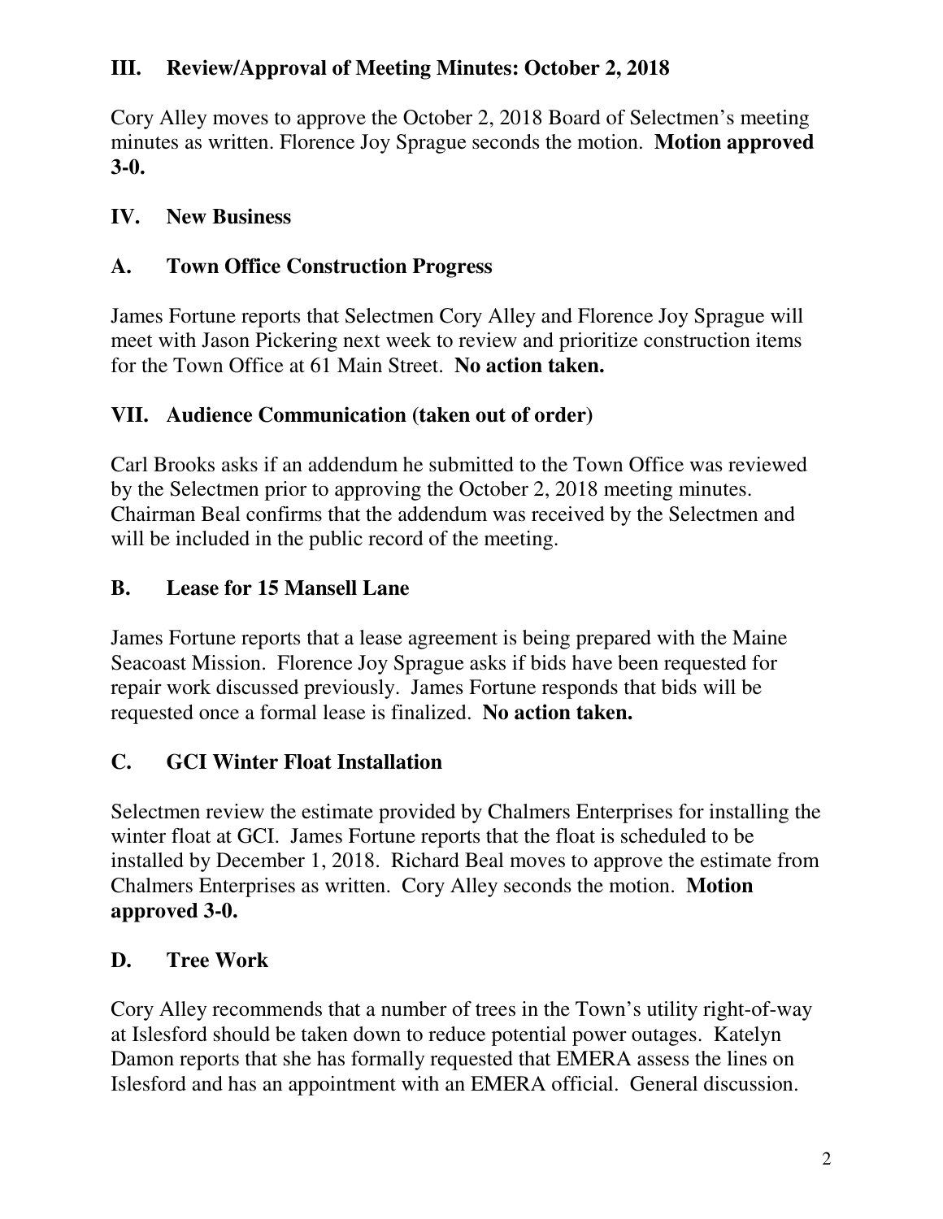## III. Review/Approval of Meeting Minutes: October 2, 2018

Cory Alley moves to approve the October 2, 2018 Board of Selectmen's meeting minutes as written. Florence Joy Sprague seconds the motion. **Motion approved 3-0.**

## IV. New Business

### A. Town Office Construction Progress

James Fortune reports that Selectmen Cory Alley and Florence Joy Sprague will meet with Jason Pickering next week to review and prioritize construction items for the Town Office at 61 Main Street. **No action taken.**

## VII. Audience Communication (taken out of order)

Carl Brooks asks if an addendum he submitted to the Town Office was reviewed by the Selectmen prior to approving the October 2, 2018 meeting minutes. Chairman Beal confirms that the addendum was received by the Selectmen and will be included in the public record of the meeting.

### B. Lease for 15 Mansell Lane

James Fortune reports that a lease agreement is being prepared with the Maine Seacoast Mission. Florence Joy Sprague asks if bids have been requested for repair work discussed previously. James Fortune responds that bids will be requested once a formal lease is finalized. **No action taken.**

### C. GCI Winter Float Installation

Selectmen review the estimate provided by Chalmers Enterprises for installing the winter float at GCI. James Fortune reports that the float is scheduled to be installed by December 1, 2018. Richard Beal moves to approve the estimate from Chalmers Enterprises as written. Cory Alley seconds the motion. **Motion approved 3-0.**

### D. Tree Work

Cory Alley recommends that a number of trees in the Town's utility right-of-way at Islesford should be taken down to reduce potential power outages. Katelyn Damon reports that she has formally requested that EMERA assess the lines on Islesford and has an appointment with an EMERA official. General discussion.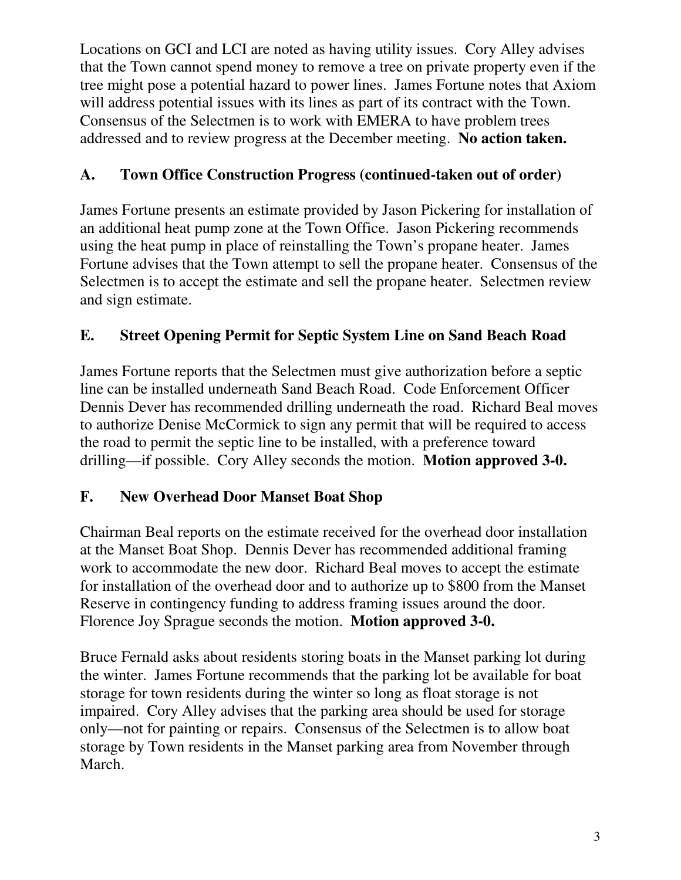Locations on GCI and LCI are noted as having utility issues. Cory Alley advises that the Town cannot spend money to remove a tree on private property even if the tree might pose a potential hazard to power lines. James Fortune notes that Axiom will address potential issues with its lines as part of its contract with the Town. Consensus of the Selectmen is to work with EMERA to have problem trees addressed and to review progress at the December meeting. **No action taken.**

## A. Town Office Construction Progress (continued-taken out of order)

James Fortune presents an estimate provided by Jason Pickering for installation of an additional heat pump zone at the Town Office. Jason Pickering recommends using the heat pump in place of reinstalling the Town's propane heater. James Fortune advises that the Town attempt to sell the propane heater. Consensus of the Selectmen is to accept the estimate and sell the propane heater. Selectmen review and sign estimate.

## E. Street Opening Permit for Septic System Line on Sand Beach Road

James Fortune reports that the Selectmen must give authorization before a septic line can be installed underneath Sand Beach Road. Code Enforcement Officer Dennis Dever has recommended drilling underneath the road. Richard Beal moves to authorize Denise McCormick to sign any permit that will be required to access the road to permit the septic line to be installed, with a preference toward drilling—if possible. Cory Alley seconds the motion. **Motion approved 3-0.**

## F. New Overhead Door Manset Boat Shop

Chairman Beal reports on the estimate received for the overhead door installation at the Manset Boat Shop. Dennis Dever has recommended additional framing work to accommodate the new door. Richard Beal moves to accept the estimate for installation of the overhead door and to authorize up to $800 from the Manset Reserve in contingency funding to address framing issues around the door. Florence Joy Sprague seconds the motion. **Motion approved 3-0.**

Bruce Fernald asks about residents storing boats in the Manset parking lot during the winter. James Fortune recommends that the parking lot be available for boat storage for town residents during the winter so long as float storage is not impaired. Cory Alley advises that the parking area should be used for storage only—not for painting or repairs. Consensus of the Selectmen is to allow boat storage by Town residents in the Manset parking area from November through March.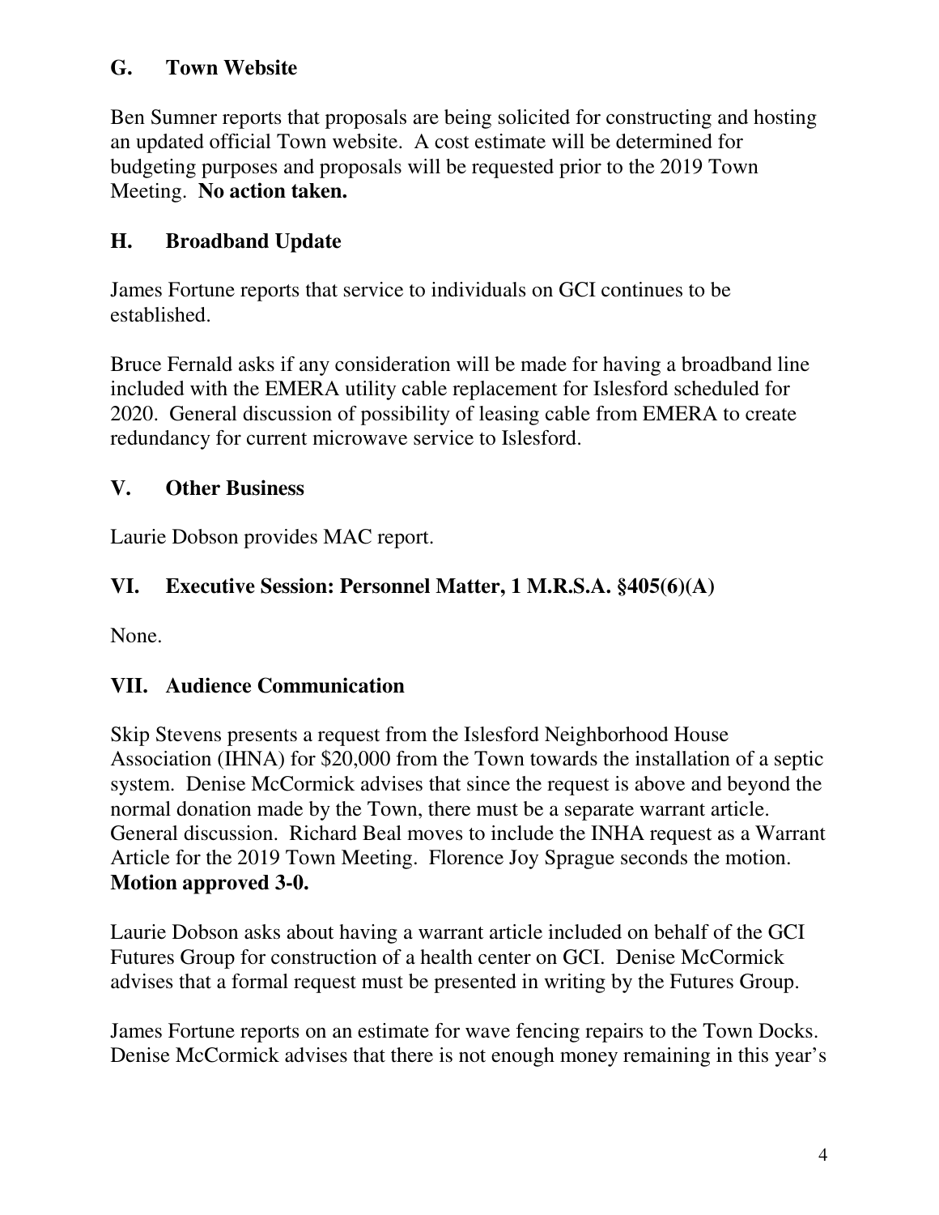## G. Town Website

Ben Sumner reports that proposals are being solicited for constructing and hosting an updated official Town website. A cost estimate will be determined for budgeting purposes and proposals will be requested prior to the 2019 Town Meeting. **No action taken.**

## H. Broadband Update

James Fortune reports that service to individuals on GCI continues to be established.

Bruce Fernald asks if any consideration will be made for having a broadband line included with the EMERA utility cable replacement for Islesford scheduled for 2020. General discussion of possibility of leasing cable from EMERA to create redundancy for current microwave service to Islesford.

## V. Other Business

Laurie Dobson provides MAC report.

## VI. Executive Session: Personnel Matter, 1 M.R.S.A. §405(6)(A)

None.

## VII. Audience Communication

Skip Stevens presents a request from the Islesford Neighborhood House Association (IHNA) for $20,000 from the Town towards the installation of a septic system. Denise McCormick advises that since the request is above and beyond the normal donation made by the Town, there must be a separate warrant article. General discussion. Richard Beal moves to include the INHA request as a Warrant Article for the 2019 Town Meeting. Florence Joy Sprague seconds the motion. **Motion approved 3-0.**

Laurie Dobson asks about having a warrant article included on behalf of the GCI Futures Group for construction of a health center on GCI. Denise McCormick advises that a formal request must be presented in writing by the Futures Group.

James Fortune reports on an estimate for wave fencing repairs to the Town Docks. Denise McCormick advises that there is not enough money remaining in this year's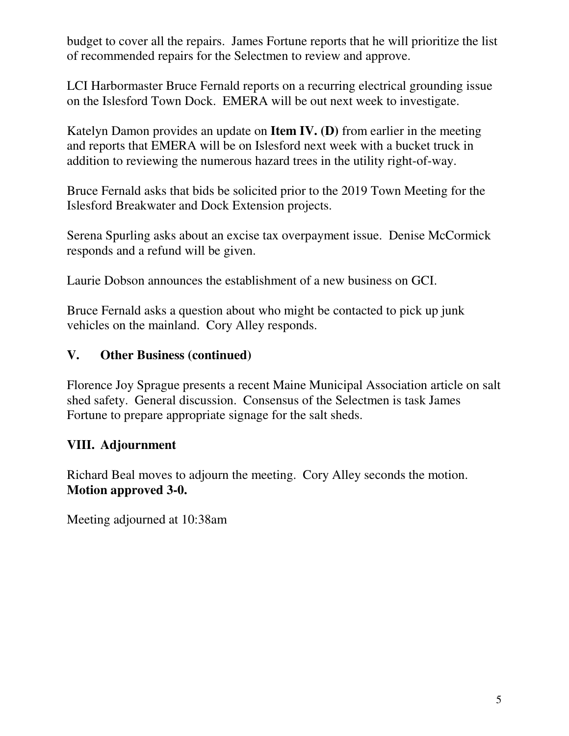budget to cover all the repairs. James Fortune reports that he will prioritize the list of recommended repairs for the Selectmen to review and approve.

LCI Harbormaster Bruce Fernald reports on a recurring electrical grounding issue on the Islesford Town Dock. EMERA will be out next week to investigate.

Katelyn Damon provides an update on **Item IV. (D)** from earlier in the meeting and reports that EMERA will be on Islesford next week with a bucket truck in addition to reviewing the numerous hazard trees in the utility right-of-way.

Bruce Fernald asks that bids be solicited prior to the 2019 Town Meeting for the Islesford Breakwater and Dock Extension projects.

Serena Spurling asks about an excise tax overpayment issue. Denise McCormick responds and a refund will be given.

Laurie Dobson announces the establishment of a new business on GCI.

Bruce Fernald asks a question about who might be contacted to pick up junk vehicles on the mainland. Cory Alley responds.

## V. Other Business (continued)

Florence Joy Sprague presents a recent Maine Municipal Association article on salt shed safety. General discussion. Consensus of the Selectmen is task James Fortune to prepare appropriate signage for the salt sheds.

## VIII. Adjournment

Richard Beal moves to adjourn the meeting. Cory Alley seconds the motion. **Motion approved 3-0.**

Meeting adjourned at 10:38am